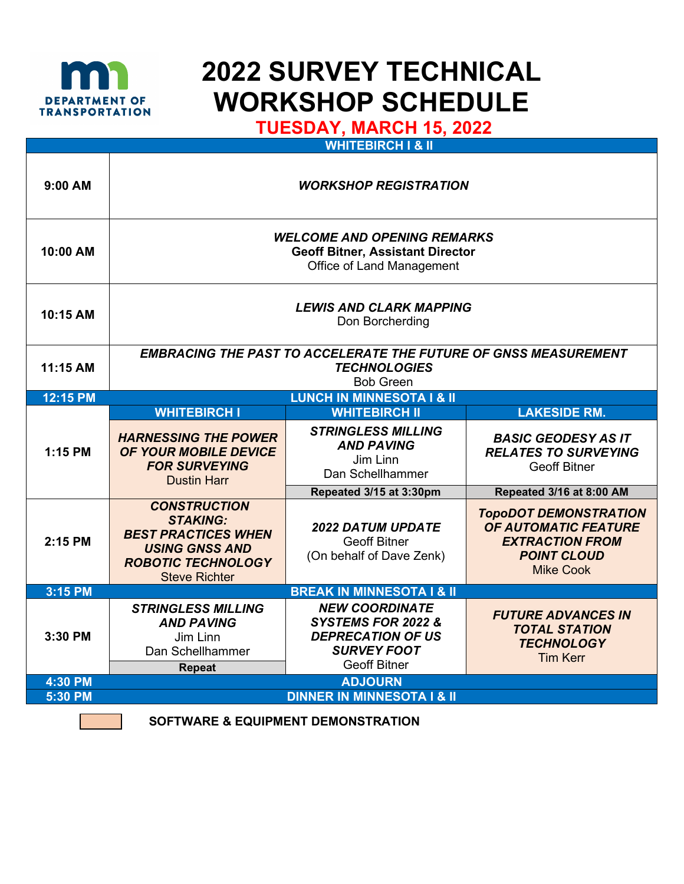# 2022 SURVEY TECHNICAL WORKSHOP SCHEDULE

## TUESDAY, MARCH 15, 2022

| Time | WHITEBIRCH I & II | | |
|---|---|---|---|
| 9:00 AM | ***WORKSHOP REGISTRATION*** | | |
| 10:00 AM | ***WELCOME AND OPENING REMARKS*** **Geoff Bitner, Assistant Director** Office of Land Management | | |
| 10:15 AM | ***LEWIS AND CLARK MAPPING*** Don Borcherding | | |
| 11:15 AM | ***EMBRACING THE PAST TO ACCELERATE THE FUTURE OF GNSS MEASUREMENT TECHNOLOGIES*** Bob Green | | |
| 12:15 PM | **LUNCH IN MINNESOTA I & II** | | |
| | **WHITEBIRCH I** | **WHITEBIRCH II** | **LAKESIDE RM.** |
| 1:15 PM | ***HARNESSING THE POWER OF YOUR MOBILE DEVICE FOR SURVEYING*** Dustin Harr | ***STRINGLESS MILLING AND PAVING*** Jim Linn, Dan Schellhammer **Repeated 3/15 at 3:30pm** | ***BASIC GEODESY AS IT RELATES TO SURVEYING*** Geoff Bitner **Repeated 3/16 at 8:00 AM** |
| 2:15 PM | ***CONSTRUCTION STAKING: BEST PRACTICES WHEN USING GNSS AND ROBOTIC TECHNOLOGY*** Steve Richter | ***2022 DATUM UPDATE*** Geoff Bitner (On behalf of Dave Zenk) | ***TopoDOT DEMONSTRATION OF AUTOMATIC FEATURE EXTRACTION FROM POINT CLOUD*** Mike Cook |
| 3:15 PM | **BREAK IN MINNESOTA I & II** | | |
| 3:30 PM | ***STRINGLESS MILLING AND PAVING*** Jim Linn, Dan Schellhammer **Repeat** | ***NEW COORDINATE SYSTEMS FOR 2022 & DEPRECATION OF US SURVEY FOOT*** Geoff Bitner | ***FUTURE ADVANCES IN TOTAL STATION TECHNOLOGY*** Tim Kerr |
| 4:30 PM | **ADJOURN** | | |
| 5:30 PM | **DINNER IN MINNESOTA I & II** | | |

**SOFTWARE & EQUIPMENT DEMONSTRATION** (highlighted sessions: Harnessing the Power of Your Mobile Device for Surveying; Construction Staking; TopoDOT Demonstration; Future Advances in Total Station Technology)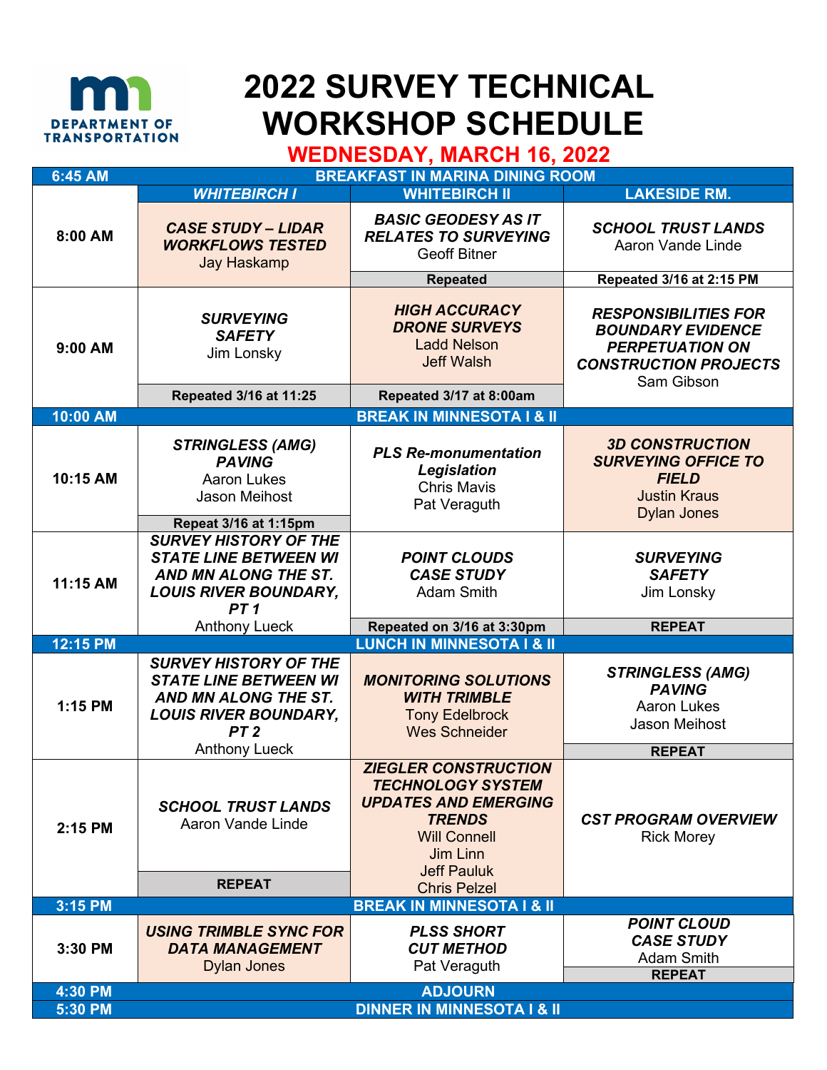# 2022 SURVEY TECHNICAL WORKSHOP SCHEDULE

## WEDNESDAY, MARCH 16, 2022

| Time | WHITEBIRCH I | WHITEBIRCH II | LAKESIDE RM. |
|---|---|---|---|
| **6:45 AM** | **BREAKFAST IN MARINA DINING ROOM** | | |
| **8:00 AM** | ***CASE STUDY – LIDAR WORKFLOWS TESTED*** Jay Haskamp | ***BASIC GEODESY AS IT RELATES TO SURVEYING*** Geoff Bitner **Repeated** | ***SCHOOL TRUST LANDS*** Aaron Vande Linde **Repeated 3/16 at 2:15 PM** |
| **9:00 AM** | ***SURVEYING SAFETY*** Jim Lonsky **Repeated 3/16 at 11:25** | ***HIGH ACCURACY DRONE SURVEYS*** Ladd Nelson, Jeff Walsh **Repeated 3/17 at 8:00am** | ***RESPONSIBILITIES FOR BOUNDARY EVIDENCE PERPETUATION ON CONSTRUCTION PROJECTS*** Sam Gibson |
| **10:00 AM** | **BREAK IN MINNESOTA I & II** | | |
| **10:15 AM** | ***STRINGLESS (AMG) PAVING*** Aaron Lukes, Jason Meihost **Repeat 3/16 at 1:15pm** | ***PLS Re-monumentation Legislation*** Chris Mavis, Pat Veraguth | ***3D CONSTRUCTION SURVEYING OFFICE TO FIELD*** Justin Kraus, Dylan Jones |
| **11:15 AM** | ***SURVEY HISTORY OF THE STATE LINE BETWEEN WI AND MN ALONG THE ST. LOUIS RIVER BOUNDARY, PT 1*** Anthony Lueck | ***POINT CLOUDS CASE STUDY*** Adam Smith **Repeated on 3/16 at 3:30pm** | ***SURVEYING SAFETY*** Jim Lonsky **REPEAT** |
| **12:15 PM** | **LUNCH IN MINNESOTA I & II** | | |
| **1:15 PM** | ***SURVEY HISTORY OF THE STATE LINE BETWEEN WI AND MN ALONG THE ST. LOUIS RIVER BOUNDARY, PT 2*** Anthony Lueck | ***MONITORING SOLUTIONS WITH TRIMBLE*** Tony Edelbrock, Wes Schneider | ***STRINGLESS (AMG) PAVING*** Aaron Lukes, Jason Meihost **REPEAT** |
| **2:15 PM** | ***SCHOOL TRUST LANDS*** Aaron Vande Linde **REPEAT** | ***ZIEGLER CONSTRUCTION TECHNOLOGY SYSTEM UPDATES AND EMERGING TRENDS*** Will Connell, Jim Linn, Jeff Pauluk, Chris Pelzel | ***CST PROGRAM OVERVIEW*** Rick Morey |
| **3:15 PM** | **BREAK IN MINNESOTA I & II** | | |
| **3:30 PM** | ***USING TRIMBLE SYNC FOR DATA MANAGEMENT*** Dylan Jones | ***PLSS SHORT CUT METHOD*** Pat Veraguth | ***POINT CLOUD CASE STUDY*** Adam Smith **REPEAT** |
| **4:30 PM** | **ADJOURN** | | |
| **5:30 PM** | **DINNER IN MINNESOTA I & II** | | |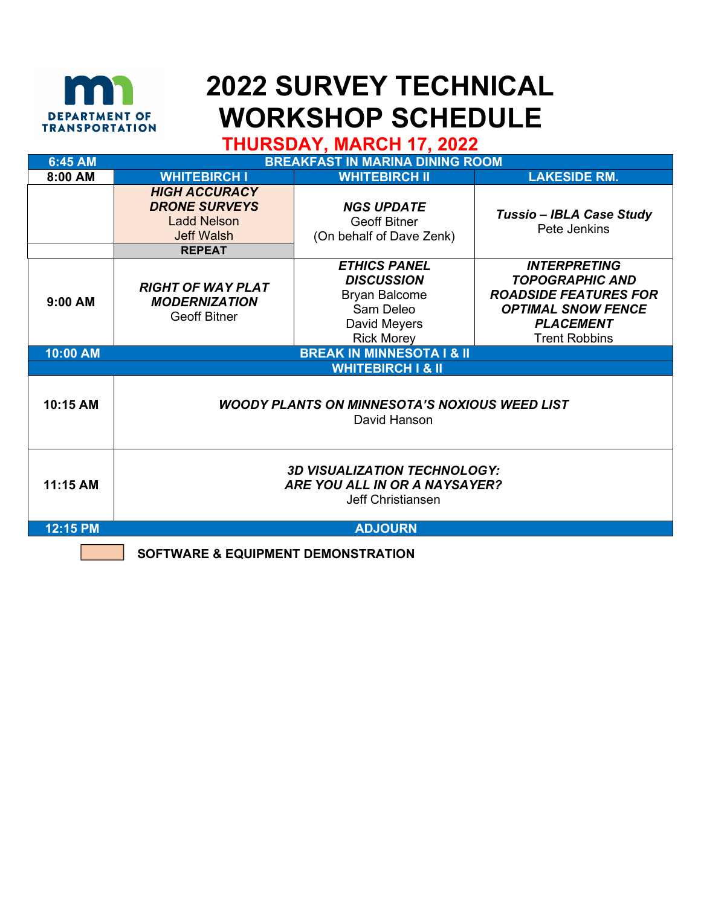MN DEPARTMENT OF TRANSPORTATION

# 2022 SURVEY TECHNICAL WORKSHOP SCHEDULE

## THURSDAY, MARCH 17, 2022

| | | | |
|---|---|---|---|
| **6:45 AM** | **BREAKFAST IN MARINA DINING ROOM** | | |
| **8:00 AM** | **WHITEBIRCH I** | **WHITEBIRCH II** | **LAKESIDE RM.** |
| | ***HIGH ACCURACY DRONE SURVEYS*** Ladd Nelson Jeff Walsh **REPEAT** | ***NGS UPDATE*** Geoff Bitner (On behalf of Dave Zenk) | ***Tussio – IBLA Case Study*** Pete Jenkins |
| **9:00 AM** | ***RIGHT OF WAY PLAT MODERNIZATION*** Geoff Bitner | ***ETHICS PANEL DISCUSSION*** Bryan Balcome Sam Deleo David Meyers Rick Morey | ***INTERPRETING TOPOGRAPHIC AND ROADSIDE FEATURES FOR OPTIMAL SNOW FENCE PLACEMENT*** Trent Robbins |
| **10:00 AM** | **BREAK IN MINNESOTA I & II** | | |
| | **WHITEBIRCH I & II** | | |
| **10:15 AM** | ***WOODY PLANTS ON MINNESOTA'S NOXIOUS WEED LIST*** David Hanson | | |
| **11:15 AM** | ***3D VISUALIZATION TECHNOLOGY: ARE YOU ALL IN OR A NAYSAYER?*** Jeff Christiansen | | |
| **12:15 PM** | **ADJOURN** | | |

**SOFTWARE & EQUIPMENT DEMONSTRATION** (shaded)